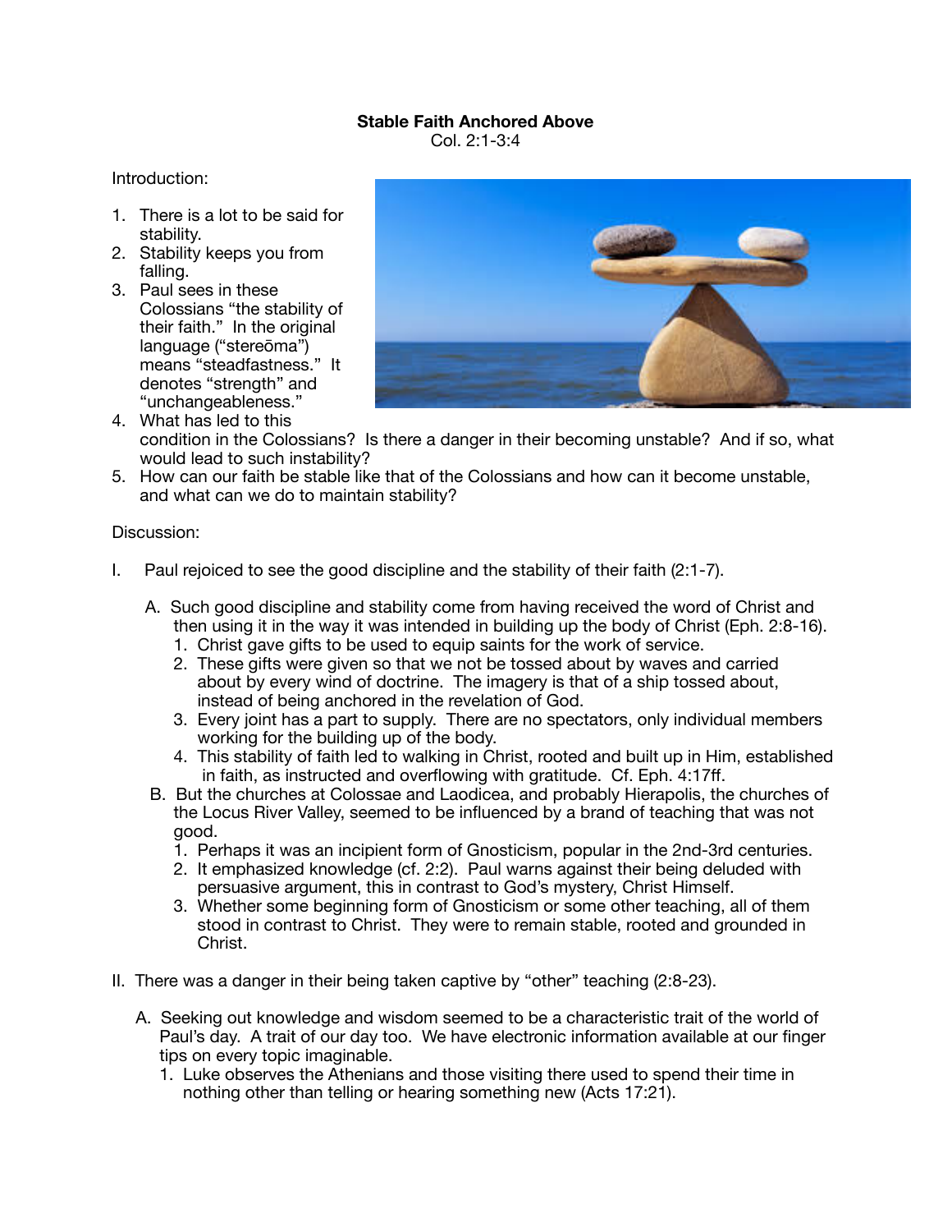**Stable Faith Anchored Above**

Col. 2:1-3:4

Introduction:

1. There is a lot to be said for stability.
2. Stability keeps you from falling.
3. Paul sees in these Colossians "the stability of their faith." In the original language ("stereōma") means "steadfastness." It denotes "strength" and "unchangeableness."
4. What has led to this condition in the Colossians? Is there a danger in their becoming unstable? And if so, what would lead to such instability?
5. How can our faith be stable like that of the Colossians and how can it become unstable, and what can we do to maintain stability?

Discussion:

I. Paul rejoiced to see the good discipline and the stability of their faith (2:1-7).

   A. Such good discipline and stability come from having received the word of Christ and then using it in the way it was intended in building up the body of Christ (Eph. 2:8-16).
      1. Christ gave gifts to be used to equip saints for the work of service.
      2. These gifts were given so that we not be tossed about by waves and carried about by every wind of doctrine. The imagery is that of a ship tossed about, instead of being anchored in the revelation of God.
      3. Every joint has a part to supply. There are no spectators, only individual members working for the building up of the body.
      4. This stability of faith led to walking in Christ, rooted and built up in Him, established in faith, as instructed and overflowing with gratitude. Cf. Eph. 4:17ff.

   B. But the churches at Colossae and Laodicea, and probably Hierapolis, the churches of the Locus River Valley, seemed to be influenced by a brand of teaching that was not good.
      1. Perhaps it was an incipient form of Gnosticism, popular in the 2nd-3rd centuries.
      2. It emphasized knowledge (cf. 2:2). Paul warns against their being deluded with persuasive argument, this in contrast to God's mystery, Christ Himself.
      3. Whether some beginning form of Gnosticism or some other teaching, all of them stood in contrast to Christ. They were to remain stable, rooted and grounded in Christ.

II. There was a danger in their being taken captive by "other" teaching (2:8-23).

   A. Seeking out knowledge and wisdom seemed to be a characteristic trait of the world of Paul's day. A trait of our day too. We have electronic information available at our finger tips on every topic imaginable.
      1. Luke observes the Athenians and those visiting there used to spend their time in nothing other than telling or hearing something new (Acts 17:21).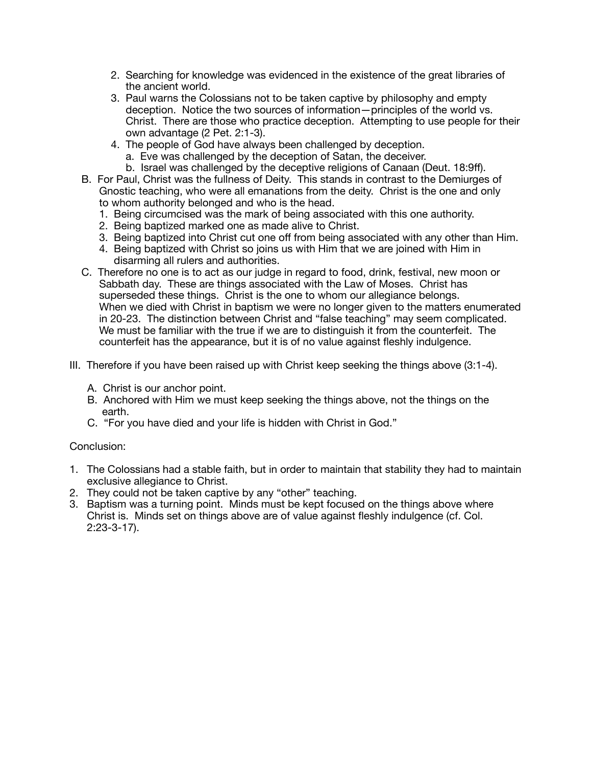2. Searching for knowledge was evidenced in the existence of the great libraries of the ancient world.
3. Paul warns the Colossians not to be taken captive by philosophy and empty deception. Notice the two sources of information—principles of the world vs. Christ. There are those who practice deception. Attempting to use people for their own advantage (2 Pet. 2:1-3).
4. The people of God have always been challenged by deception.
   a. Eve was challenged by the deception of Satan, the deceiver.
   b. Israel was challenged by the deceptive religions of Canaan (Deut. 18:9ff).

B. For Paul, Christ was the fullness of Deity. This stands in contrast to the Demiurges of Gnostic teaching, who were all emanations from the deity. Christ is the one and only to whom authority belonged and who is the head.
1. Being circumcised was the mark of being associated with this one authority.
2. Being baptized marked one as made alive to Christ.
3. Being baptized into Christ cut one off from being associated with any other than Him.
4. Being baptized with Christ so joins us with Him that we are joined with Him in disarming all rulers and authorities.

C. Therefore no one is to act as our judge in regard to food, drink, festival, new moon or Sabbath day. These are things associated with the Law of Moses. Christ has superseded these things. Christ is the one to whom our allegiance belongs. When we died with Christ in baptism we were no longer given to the matters enumerated in 20-23. The distinction between Christ and "false teaching" may seem complicated. We must be familiar with the true if we are to distinguish it from the counterfeit. The counterfeit has the appearance, but it is of no value against fleshly indulgence.

III. Therefore if you have been raised up with Christ keep seeking the things above (3:1-4).

A. Christ is our anchor point.
B. Anchored with Him we must keep seeking the things above, not the things on the earth.
C. "For you have died and your life is hidden with Christ in God."

Conclusion:

1. The Colossians had a stable faith, but in order to maintain that stability they had to maintain exclusive allegiance to Christ.
2. They could not be taken captive by any "other" teaching.
3. Baptism was a turning point. Minds must be kept focused on the things above where Christ is. Minds set on things above are of value against fleshly indulgence (cf. Col. 2:23-3-17).